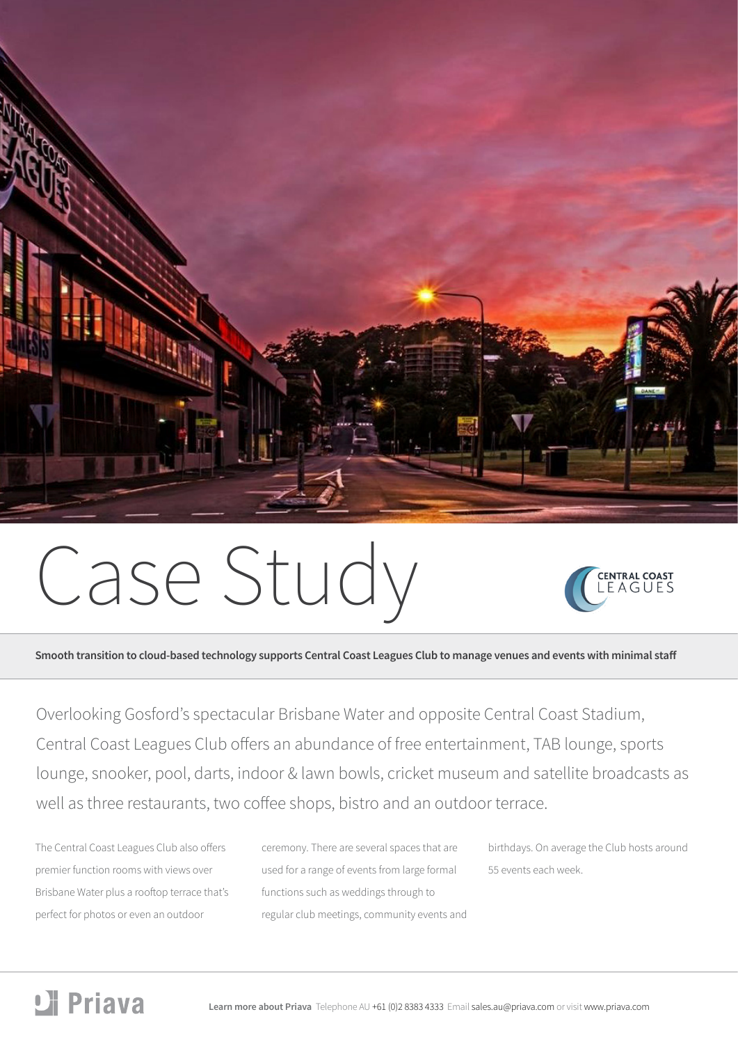# Case Study

**Smooth transition to cloud-based technology supports Central Coast Leagues Club to manage venues and events with minimal staff**

Overlooking Gosford's spectacular Brisbane Water and opposite Central Coast Stadium, Central Coast Leagues Club offers an abundance of free entertainment, TAB lounge, sports lounge, snooker, pool, darts, indoor & lawn bowls, cricket museum and satellite broadcasts as well as three restaurants, two coffee shops, bistro and an outdoor terrace.

The Central Coast Leagues Club also offers premier function rooms with views over Brisbane Water plus a rooftop terrace that's perfect for photos or even an outdoor ceremony. There are several spaces that are used for a range of events from large formal functions such as weddings through to regular club meetings, community events and birthdays. On average the Club hosts around 55 events each week.

**Learn more about Priava** Telephone AU +61 (0)2 8383 4333 Email sales.au@priava.com or visit www.priava.com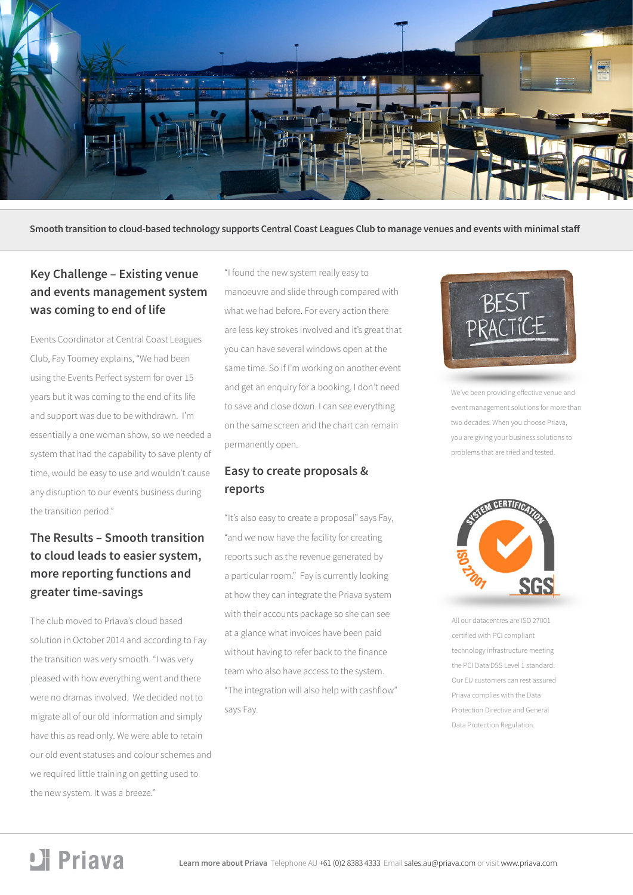**Smooth transition to cloud-based technology supports Central Coast Leagues Club to manage venues and events with minimal staff**

## Key Challenge – Existing venue and events management system was coming to end of life

Events Coordinator at Central Coast Leagues Club, Fay Toomey explains, "We had been using the Events Perfect system for over 15 years but it was coming to the end of its life and support was due to be withdrawn. I'm essentially a one woman show, so we needed a system that had the capability to save plenty of time, would be easy to use and wouldn't cause any disruption to our events business during the transition period."

## The Results – Smooth transition to cloud leads to easier system, more reporting functions and greater time-savings

The club moved to Priava's cloud based solution in October 2014 and according to Fay the transition was very smooth. "I was very pleased with how everything went and there were no dramas involved. We decided not to migrate all of our old information and simply have this as read only. We were able to retain our old event statuses and colour schemes and we required little training on getting used to the new system. It was a breeze."

"I found the new system really easy to manoeuvre and slide through compared with what we had before. For every action there are less key strokes involved and it's great that you can have several windows open at the same time. So if I'm working on another event and get an enquiry for a booking, I don't need to save and close down. I can see everything on the same screen and the chart can remain permanently open.

## Easy to create proposals & reports

"It's also easy to create a proposal" says Fay, "and we now have the facility for creating reports such as the revenue generated by a particular room." Fay is currently looking at how they can integrate the Priava system with their accounts package so she can see at a glance what invoices have been paid without having to refer back to the finance team who also have access to the system. "The integration will also help with cashflow" says Fay.

BEST PRACTICE

We've been providing effective venue and event management solutions for more than two decades. When you choose Priava, you are giving your business solutions to problems that are tried and tested.

All our datacentres are ISO 27001 certified with PCI compliant technology infrastructure meeting the PCI Data DSS Level 1 standard. Our EU customers can rest assured Priava complies with the Data Protection Directive and General Data Protection Regulation.

Priava

**Learn more about Priava** Telephone AU +61 (0)2 8383 4333 Email sales.au@priava.com or visit www.priava.com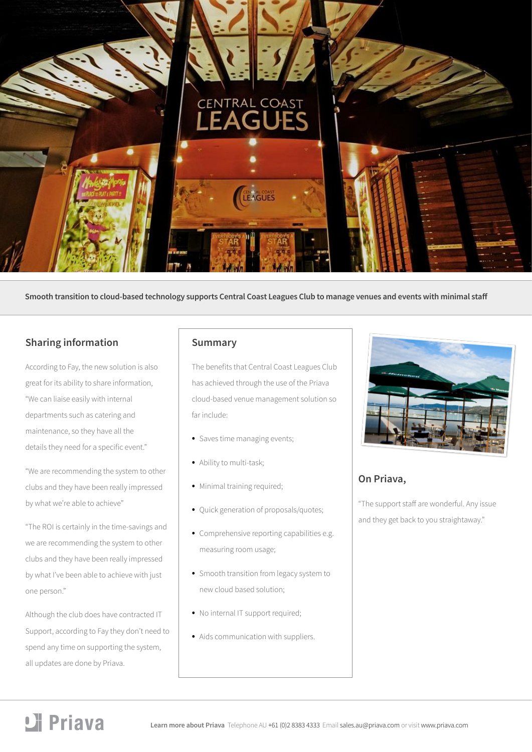Smooth transition to cloud-based technology supports Central Coast Leagues Club to manage venues and events with minimal staff

## Sharing information

According to Fay, the new solution is also great for its ability to share information, "We can liaise easily with internal departments such as catering and maintenance, so they have all the details they need for a specific event."

"We are recommending the system to other clubs and they have been really impressed by what we're able to achieve"

"The ROI is certainly in the time-savings and we are recommending the system to other clubs and they have been really impressed by what I've been able to achieve with just one person."

Although the club does have contracted IT Support, according to Fay they don't need to spend any time on supporting the system, all updates are done by Priava.

## Summary

The benefits that Central Coast Leagues Club has achieved through the use of the Priava cloud-based venue management solution so far include:

- Saves time managing events;
- Ability to multi-task;
- Minimal training required;
- Quick generation of proposals/quotes;
- Comprehensive reporting capabilities e.g. measuring room usage;
- Smooth transition from legacy system to new cloud based solution;
- No internal IT support required;
- Aids communication with suppliers.

## On Priava,

"The support staff are wonderful. Any issue and they get back to you straightaway."

Priava

**Learn more about Priava** Telephone AU +61 (0)2 8383 4333 Email sales.au@priava.com or visit www.priava.com